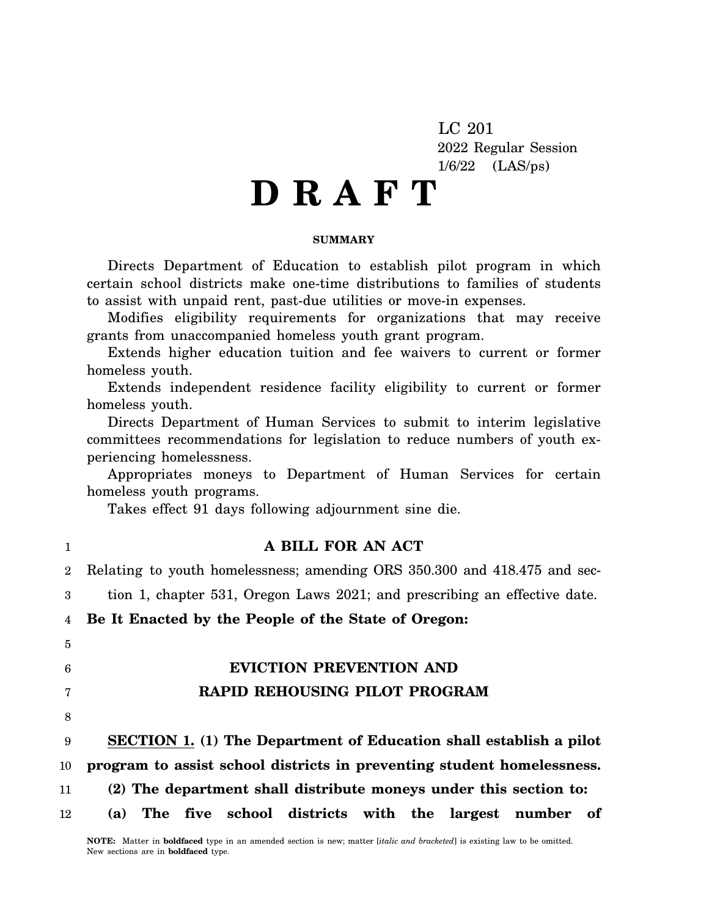LC 201
2022 Regular Session
1/6/22 (LAS/ps)

# D R A F T

**SUMMARY**

Directs Department of Education to establish pilot program in which certain school districts make one-time distributions to families of students to assist with unpaid rent, past-due utilities or move-in expenses.

Modifies eligibility requirements for organizations that may receive grants from unaccompanied homeless youth grant program.

Extends higher education tuition and fee waivers to current or former homeless youth.

Extends independent residence facility eligibility to current or former homeless youth.

Directs Department of Human Services to submit to interim legislative committees recommendations for legislation to reduce numbers of youth experiencing homelessness.

Appropriates moneys to Department of Human Services for certain homeless youth programs.

Takes effect 91 days following adjournment sine die.

**A BILL FOR AN ACT**

Relating to youth homelessness; amending ORS 350.300 and 418.475 and section 1, chapter 531, Oregon Laws 2021; and prescribing an effective date.

**Be It Enacted by the People of the State of Oregon:**

**EVICTION PREVENTION AND RAPID REHOUSING PILOT PROGRAM**

**SECTION 1. (1) The Department of Education shall establish a pilot program to assist school districts in preventing student homelessness.**

**(2) The department shall distribute moneys under this section to:**

**(a) The five school districts with the largest number of**

NOTE: Matter in **boldfaced** type in an amended section is new; matter [*italic and bracketed*] is existing law to be omitted. New sections are in **boldfaced** type.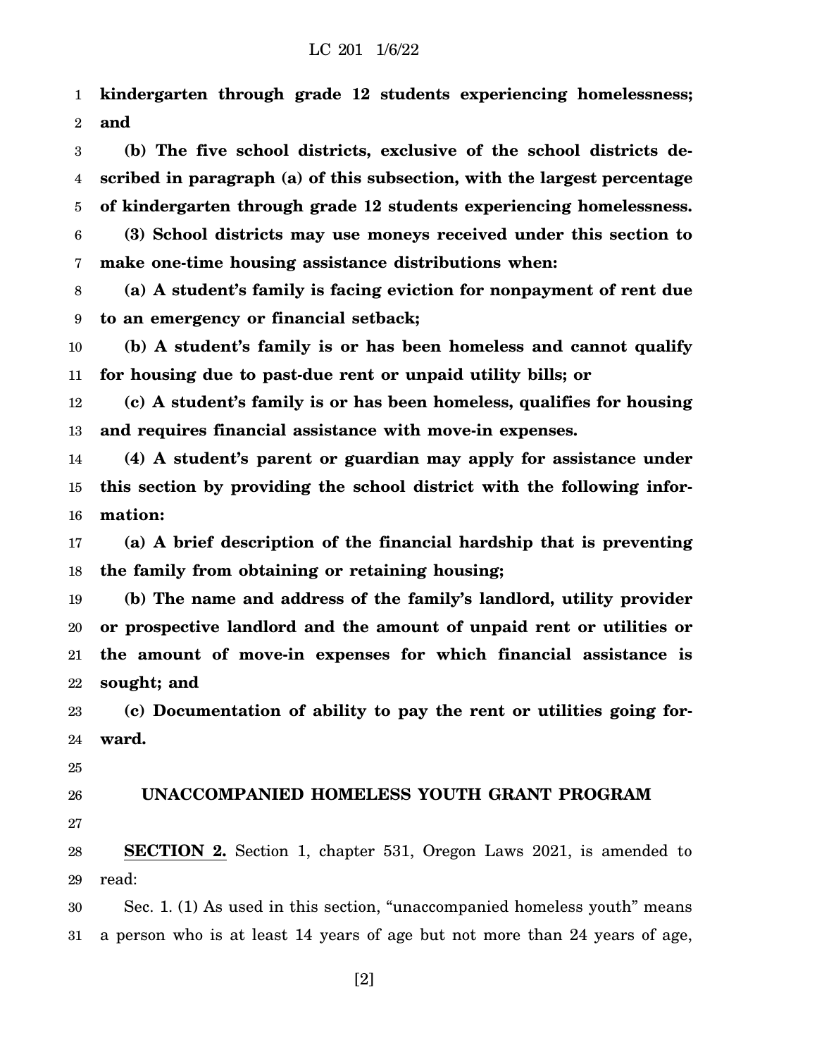**kindergarten through grade 12 students experiencing homelessness; and**

**(b) The five school districts, exclusive of the school districts described in paragraph (a) of this subsection, with the largest percentage of kindergarten through grade 12 students experiencing homelessness.**

**(3) School districts may use moneys received under this section to make one-time housing assistance distributions when:**

**(a) A student's family is facing eviction for nonpayment of rent due to an emergency or financial setback;**

**(b) A student's family is or has been homeless and cannot qualify for housing due to past-due rent or unpaid utility bills; or**

**(c) A student's family is or has been homeless, qualifies for housing and requires financial assistance with move-in expenses.**

**(4) A student's parent or guardian may apply for assistance under this section by providing the school district with the following information:**

**(a) A brief description of the financial hardship that is preventing the family from obtaining or retaining housing;**

**(b) The name and address of the family's landlord, utility provider or prospective landlord and the amount of unpaid rent or utilities or the amount of move-in expenses for which financial assistance is sought; and**

**(c) Documentation of ability to pay the rent or utilities going forward.**

## UNACCOMPANIED HOMELESS YOUTH GRANT PROGRAM

**SECTION 2.** Section 1, chapter 531, Oregon Laws 2021, is amended to read:

Sec. 1. (1) As used in this section, "unaccompanied homeless youth" means a person who is at least 14 years of age but not more than 24 years of age,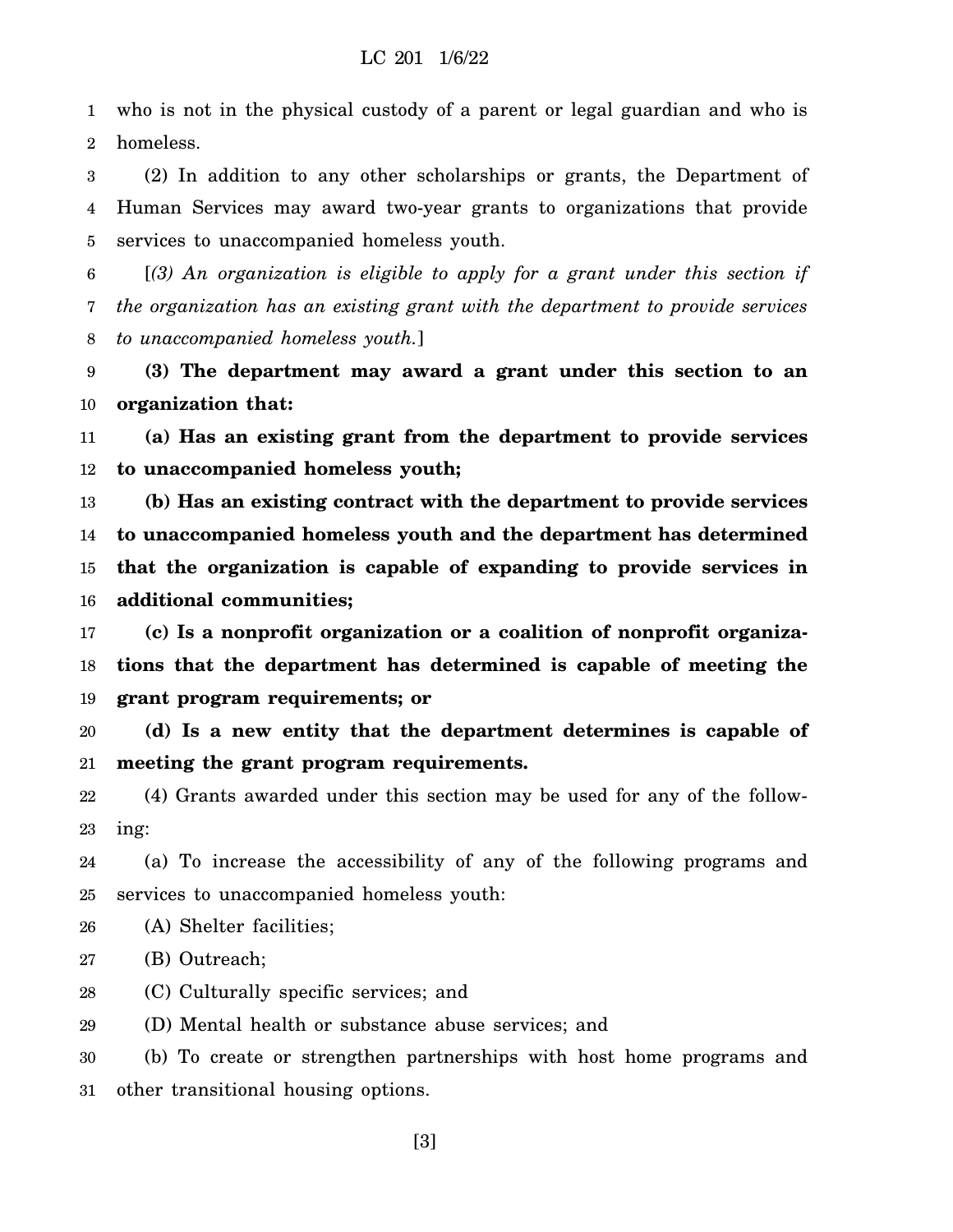who is not in the physical custody of a parent or legal guardian and who is homeless.

(2) In addition to any other scholarships or grants, the Department of Human Services may award two-year grants to organizations that provide services to unaccompanied homeless youth.

[*(3) An organization is eligible to apply for a grant under this section if the organization has an existing grant with the department to provide services to unaccompanied homeless youth.*]

**(3) The department may award a grant under this section to an organization that:**

**(a) Has an existing grant from the department to provide services to unaccompanied homeless youth;**

**(b) Has an existing contract with the department to provide services to unaccompanied homeless youth and the department has determined that the organization is capable of expanding to provide services in additional communities;**

**(c) Is a nonprofit organization or a coalition of nonprofit organizations that the department has determined is capable of meeting the grant program requirements; or**

**(d) Is a new entity that the department determines is capable of meeting the grant program requirements.**

(4) Grants awarded under this section may be used for any of the following:

(a) To increase the accessibility of any of the following programs and services to unaccompanied homeless youth:

(A) Shelter facilities;

(B) Outreach;

(C) Culturally specific services; and

(D) Mental health or substance abuse services; and

(b) To create or strengthen partnerships with host home programs and other transitional housing options.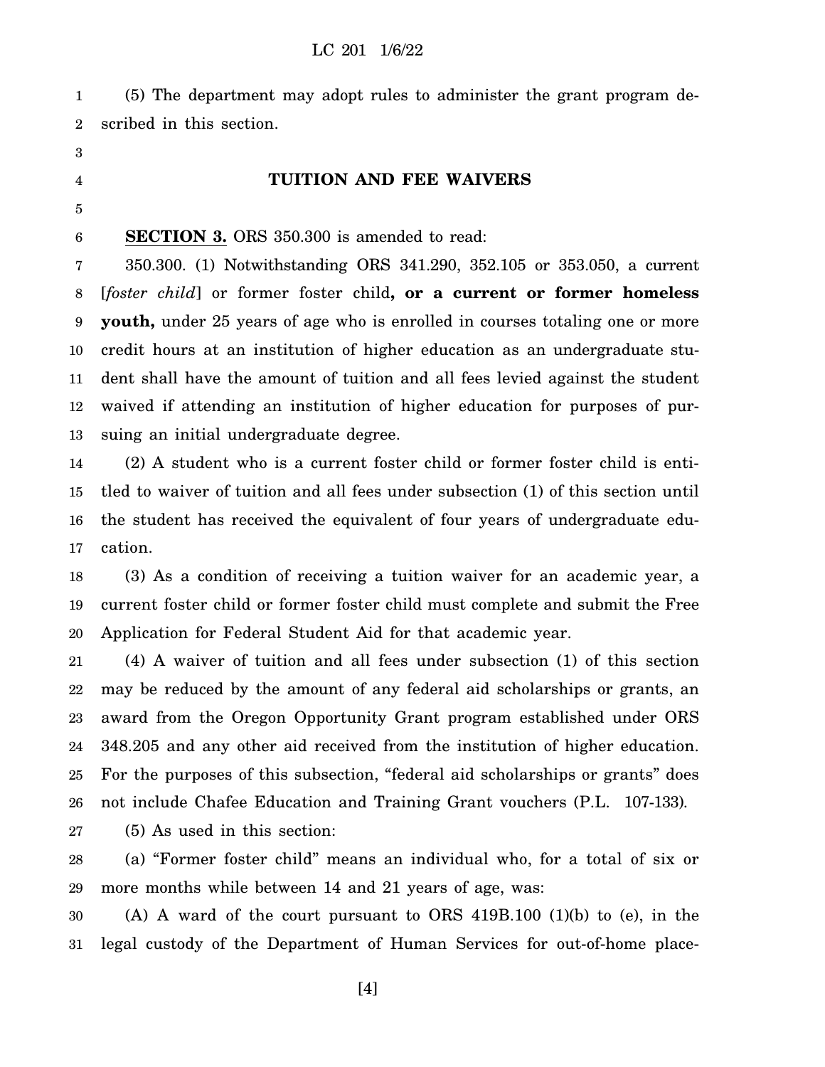(5) The department may adopt rules to administer the grant program described in this section.

## TUITION AND FEE WAIVERS

**SECTION 3.** ORS 350.300 is amended to read:

350.300. (1) Notwithstanding ORS 341.290, 352.105 or 353.050, a current [*foster child*] or former foster child**, or a current or former homeless youth,** under 25 years of age who is enrolled in courses totaling one or more credit hours at an institution of higher education as an undergraduate student shall have the amount of tuition and all fees levied against the student waived if attending an institution of higher education for purposes of pursuing an initial undergraduate degree.

(2) A student who is a current foster child or former foster child is entitled to waiver of tuition and all fees under subsection (1) of this section until the student has received the equivalent of four years of undergraduate education.

(3) As a condition of receiving a tuition waiver for an academic year, a current foster child or former foster child must complete and submit the Free Application for Federal Student Aid for that academic year.

(4) A waiver of tuition and all fees under subsection (1) of this section may be reduced by the amount of any federal aid scholarships or grants, an award from the Oregon Opportunity Grant program established under ORS 348.205 and any other aid received from the institution of higher education. For the purposes of this subsection, "federal aid scholarships or grants" does not include Chafee Education and Training Grant vouchers (P.L. 107-133).

(5) As used in this section:

(a) "Former foster child" means an individual who, for a total of six or more months while between 14 and 21 years of age, was:

(A) A ward of the court pursuant to ORS 419B.100 (1)(b) to (e), in the legal custody of the Department of Human Services for out-of-home place-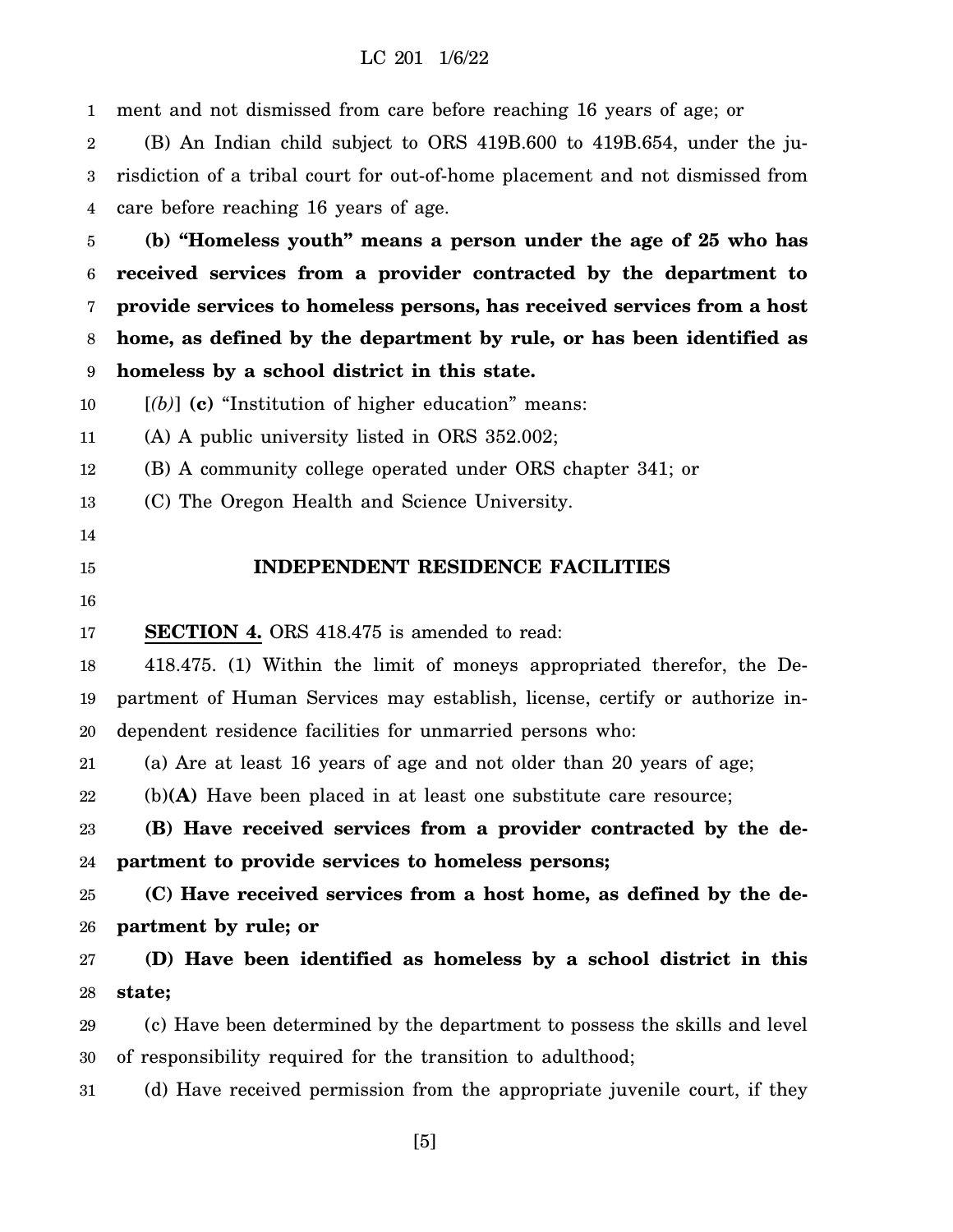ment and not dismissed from care before reaching 16 years of age; or

(B) An Indian child subject to ORS 419B.600 to 419B.654, under the jurisdiction of a tribal court for out-of-home placement and not dismissed from care before reaching 16 years of age.

**(b) "Homeless youth" means a person under the age of 25 who has received services from a provider contracted by the department to provide services to homeless persons, has received services from a host home, as defined by the department by rule, or has been identified as homeless by a school district in this state.**

[*(b)*] **(c)** "Institution of higher education" means:

(A) A public university listed in ORS 352.002;

(B) A community college operated under ORS chapter 341; or

(C) The Oregon Health and Science University.

## INDEPENDENT RESIDENCE FACILITIES

**SECTION 4.** ORS 418.475 is amended to read:

418.475. (1) Within the limit of moneys appropriated therefor, the Department of Human Services may establish, license, certify or authorize independent residence facilities for unmarried persons who:

(a) Are at least 16 years of age and not older than 20 years of age;

(b)**(A)** Have been placed in at least one substitute care resource;

**(B) Have received services from a provider contracted by the department to provide services to homeless persons;**

**(C) Have received services from a host home, as defined by the department by rule; or**

**(D) Have been identified as homeless by a school district in this state;**

(c) Have been determined by the department to possess the skills and level of responsibility required for the transition to adulthood;

(d) Have received permission from the appropriate juvenile court, if they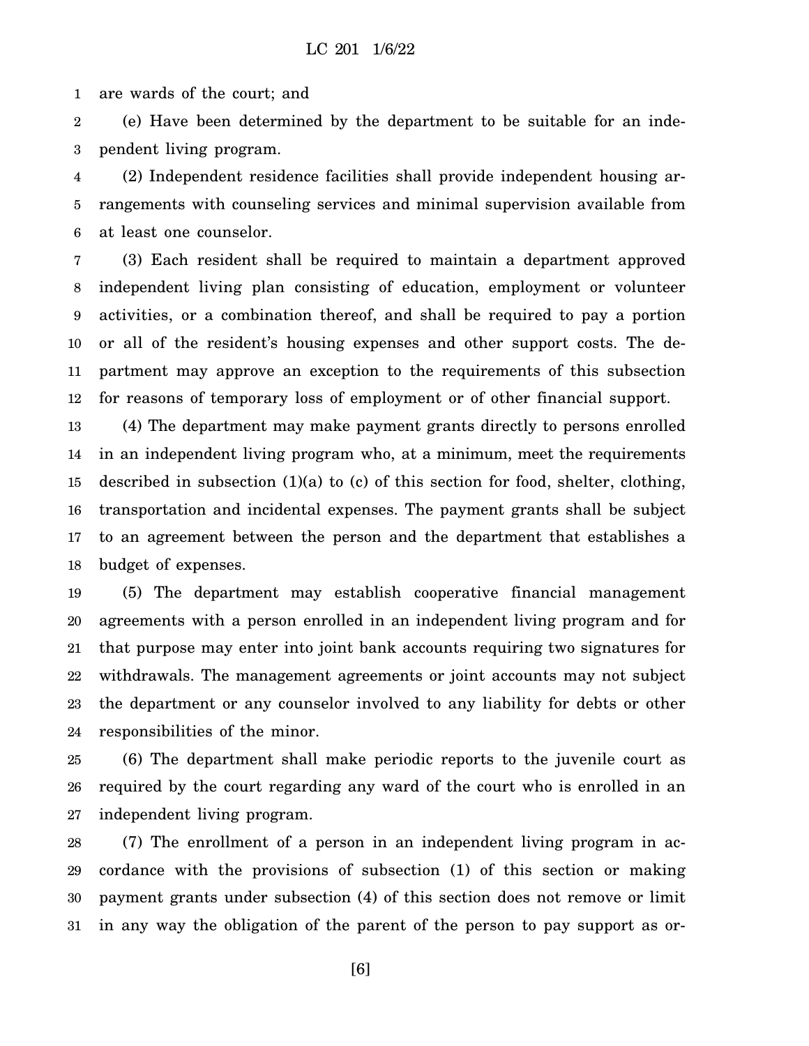are wards of the court; and

(e) Have been determined by the department to be suitable for an independent living program.

(2) Independent residence facilities shall provide independent housing arrangements with counseling services and minimal supervision available from at least one counselor.

(3) Each resident shall be required to maintain a department approved independent living plan consisting of education, employment or volunteer activities, or a combination thereof, and shall be required to pay a portion or all of the resident's housing expenses and other support costs. The department may approve an exception to the requirements of this subsection for reasons of temporary loss of employment or of other financial support.

(4) The department may make payment grants directly to persons enrolled in an independent living program who, at a minimum, meet the requirements described in subsection (1)(a) to (c) of this section for food, shelter, clothing, transportation and incidental expenses. The payment grants shall be subject to an agreement between the person and the department that establishes a budget of expenses.

(5) The department may establish cooperative financial management agreements with a person enrolled in an independent living program and for that purpose may enter into joint bank accounts requiring two signatures for withdrawals. The management agreements or joint accounts may not subject the department or any counselor involved to any liability for debts or other responsibilities of the minor.

(6) The department shall make periodic reports to the juvenile court as required by the court regarding any ward of the court who is enrolled in an independent living program.

(7) The enrollment of a person in an independent living program in accordance with the provisions of subsection (1) of this section or making payment grants under subsection (4) of this section does not remove or limit in any way the obligation of the parent of the person to pay support as or-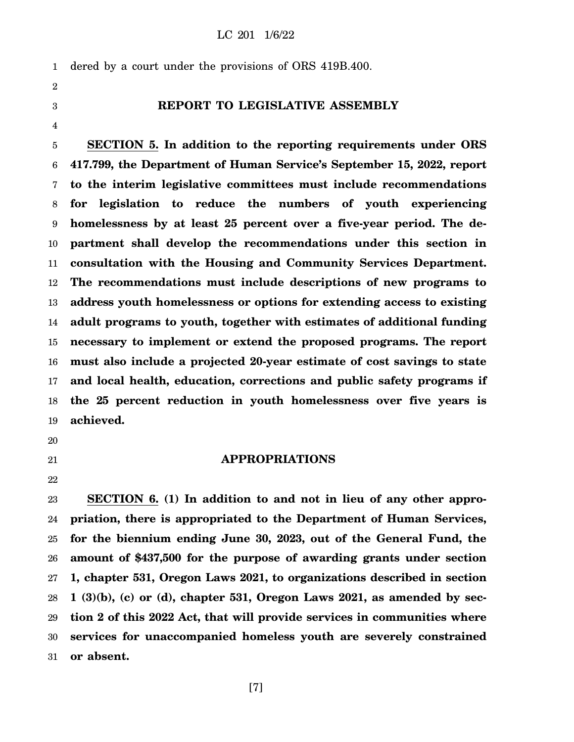dered by a court under the provisions of ORS 419B.400.

## REPORT TO LEGISLATIVE ASSEMBLY

**SECTION 5. In addition to the reporting requirements under ORS 417.799, the Department of Human Service's September 15, 2022, report to the interim legislative committees must include recommendations for legislation to reduce the numbers of youth experiencing homelessness by at least 25 percent over a five-year period. The department shall develop the recommendations under this section in consultation with the Housing and Community Services Department. The recommendations must include descriptions of new programs to address youth homelessness or options for extending access to existing adult programs to youth, together with estimates of additional funding necessary to implement or extend the proposed programs. The report must also include a projected 20-year estimate of cost savings to state and local health, education, corrections and public safety programs if the 25 percent reduction in youth homelessness over five years is achieved.**

## APPROPRIATIONS

**SECTION 6. (1) In addition to and not in lieu of any other appropriation, there is appropriated to the Department of Human Services, for the biennium ending June 30, 2023, out of the General Fund, the amount of $437,500 for the purpose of awarding grants under section 1, chapter 531, Oregon Laws 2021, to organizations described in section 1 (3)(b), (c) or (d), chapter 531, Oregon Laws 2021, as amended by section 2 of this 2022 Act, that will provide services in communities where services for unaccompanied homeless youth are severely constrained or absent.**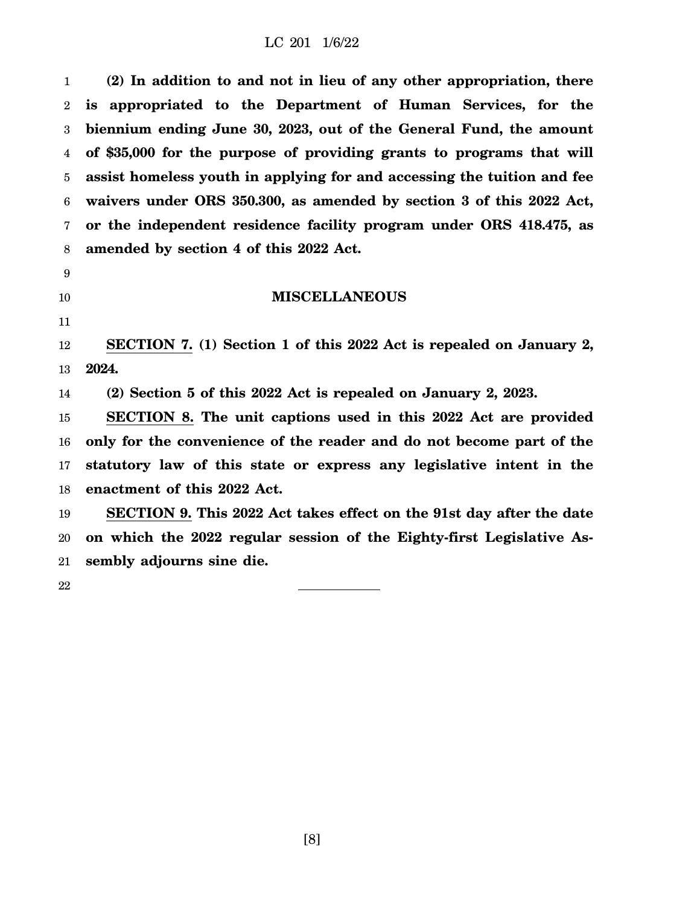**(2) In addition to and not in lieu of any other appropriation, there is appropriated to the Department of Human Services, for the biennium ending June 30, 2023, out of the General Fund, the amount of $35,000 for the purpose of providing grants to programs that will assist homeless youth in applying for and accessing the tuition and fee waivers under ORS 350.300, as amended by section 3 of this 2022 Act, or the independent residence facility program under ORS 418.475, as amended by section 4 of this 2022 Act.**

**MISCELLANEOUS**

**SECTION 7. (1) Section 1 of this 2022 Act is repealed on January 2, 2024.**

**(2) Section 5 of this 2022 Act is repealed on January 2, 2023.**

**SECTION 8. The unit captions used in this 2022 Act are provided only for the convenience of the reader and do not become part of the statutory law of this state or express any legislative intent in the enactment of this 2022 Act.**

**SECTION 9. This 2022 Act takes effect on the 91st day after the date on which the 2022 regular session of the Eighty-first Legislative Assembly adjourns sine die.**